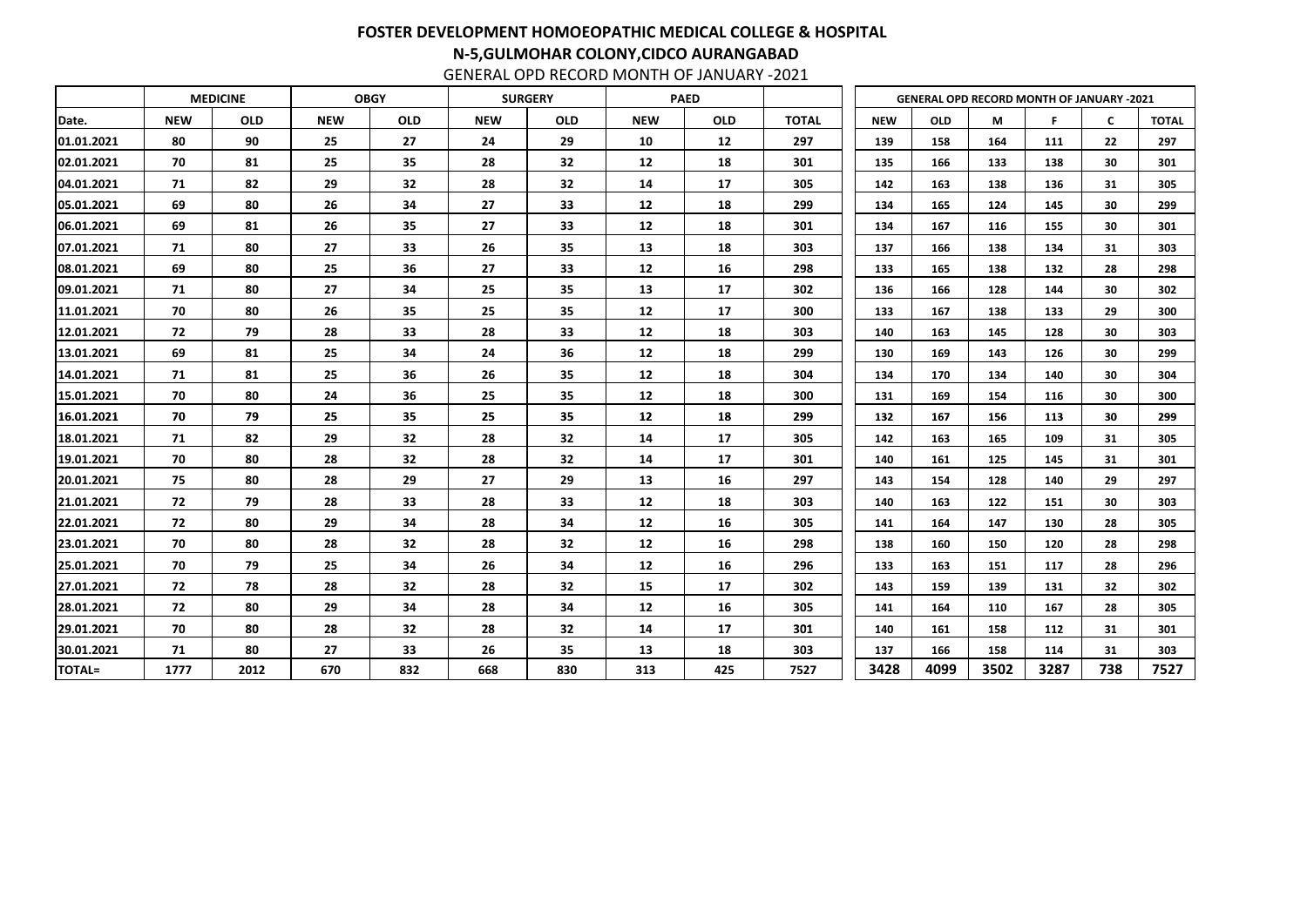# FOSTER DEVELOPMENT HOMOEOPATHIC MEDICAL COLLEGE & HOSPITAL

## N-5,GULMOHAR COLONY,CIDCO AURANGABAD

GENERAL OPD RECORD MONTH OF JANUARY -2021

| | MEDICINE | | OBGY | | SURGERY | | PAED | | |
|---|---|---|---|---|---|---|---|---|---|
| Date. | NEW | OLD | NEW | OLD | NEW | OLD | NEW | OLD | TOTAL |
| 01.01.2021 | 80 | 90 | 25 | 27 | 24 | 29 | 10 | 12 | 297 |
| 02.01.2021 | 70 | 81 | 25 | 35 | 28 | 32 | 12 | 18 | 301 |
| 04.01.2021 | 71 | 82 | 29 | 32 | 28 | 32 | 14 | 17 | 305 |
| 05.01.2021 | 69 | 80 | 26 | 34 | 27 | 33 | 12 | 18 | 299 |
| 06.01.2021 | 69 | 81 | 26 | 35 | 27 | 33 | 12 | 18 | 301 |
| 07.01.2021 | 71 | 80 | 27 | 33 | 26 | 35 | 13 | 18 | 303 |
| 08.01.2021 | 69 | 80 | 25 | 36 | 27 | 33 | 12 | 16 | 298 |
| 09.01.2021 | 71 | 80 | 27 | 34 | 25 | 35 | 13 | 17 | 302 |
| 11.01.2021 | 70 | 80 | 26 | 35 | 25 | 35 | 12 | 17 | 300 |
| 12.01.2021 | 72 | 79 | 28 | 33 | 28 | 33 | 12 | 18 | 303 |
| 13.01.2021 | 69 | 81 | 25 | 34 | 24 | 36 | 12 | 18 | 299 |
| 14.01.2021 | 71 | 81 | 25 | 36 | 26 | 35 | 12 | 18 | 304 |
| 15.01.2021 | 70 | 80 | 24 | 36 | 25 | 35 | 12 | 18 | 300 |
| 16.01.2021 | 70 | 79 | 25 | 35 | 25 | 35 | 12 | 18 | 299 |
| 18.01.2021 | 71 | 82 | 29 | 32 | 28 | 32 | 14 | 17 | 305 |
| 19.01.2021 | 70 | 80 | 28 | 32 | 28 | 32 | 14 | 17 | 301 |
| 20.01.2021 | 75 | 80 | 28 | 29 | 27 | 29 | 13 | 16 | 297 |
| 21.01.2021 | 72 | 79 | 28 | 33 | 28 | 33 | 12 | 18 | 303 |
| 22.01.2021 | 72 | 80 | 29 | 34 | 28 | 34 | 12 | 16 | 305 |
| 23.01.2021 | 70 | 80 | 28 | 32 | 28 | 32 | 12 | 16 | 298 |
| 25.01.2021 | 70 | 79 | 25 | 34 | 26 | 34 | 12 | 16 | 296 |
| 27.01.2021 | 72 | 78 | 28 | 32 | 28 | 32 | 15 | 17 | 302 |
| 28.01.2021 | 72 | 80 | 29 | 34 | 28 | 34 | 12 | 16 | 305 |
| 29.01.2021 | 70 | 80 | 28 | 32 | 28 | 32 | 14 | 17 | 301 |
| 30.01.2021 | 71 | 80 | 27 | 33 | 26 | 35 | 13 | 18 | 303 |
| TOTAL= | 1777 | 2012 | 670 | 832 | 668 | 830 | 313 | 425 | 7527 |

| GENERAL OPD RECORD MONTH OF JANUARY -2021 | | | | | |
|---|---|---|---|---|---|
| NEW | OLD | M | F | C | TOTAL |
| 139 | 158 | 164 | 111 | 22 | 297 |
| 135 | 166 | 133 | 138 | 30 | 301 |
| 142 | 163 | 138 | 136 | 31 | 305 |
| 134 | 165 | 124 | 145 | 30 | 299 |
| 134 | 167 | 116 | 155 | 30 | 301 |
| 137 | 166 | 138 | 134 | 31 | 303 |
| 133 | 165 | 138 | 132 | 28 | 298 |
| 136 | 166 | 128 | 144 | 30 | 302 |
| 133 | 167 | 138 | 133 | 29 | 300 |
| 140 | 163 | 145 | 128 | 30 | 303 |
| 130 | 169 | 143 | 126 | 30 | 299 |
| 134 | 170 | 134 | 140 | 30 | 304 |
| 131 | 169 | 154 | 116 | 30 | 300 |
| 132 | 167 | 156 | 113 | 30 | 299 |
| 142 | 163 | 165 | 109 | 31 | 305 |
| 140 | 161 | 125 | 145 | 31 | 301 |
| 143 | 154 | 128 | 140 | 29 | 297 |
| 140 | 163 | 122 | 151 | 30 | 303 |
| 141 | 164 | 147 | 130 | 28 | 305 |
| 138 | 160 | 150 | 120 | 28 | 298 |
| 133 | 163 | 151 | 117 | 28 | 296 |
| 143 | 159 | 139 | 131 | 32 | 302 |
| 141 | 164 | 110 | 167 | 28 | 305 |
| 140 | 161 | 158 | 112 | 31 | 301 |
| 137 | 166 | 158 | 114 | 31 | 303 |
| 3428 | 4099 | 3502 | 3287 | 738 | 7527 |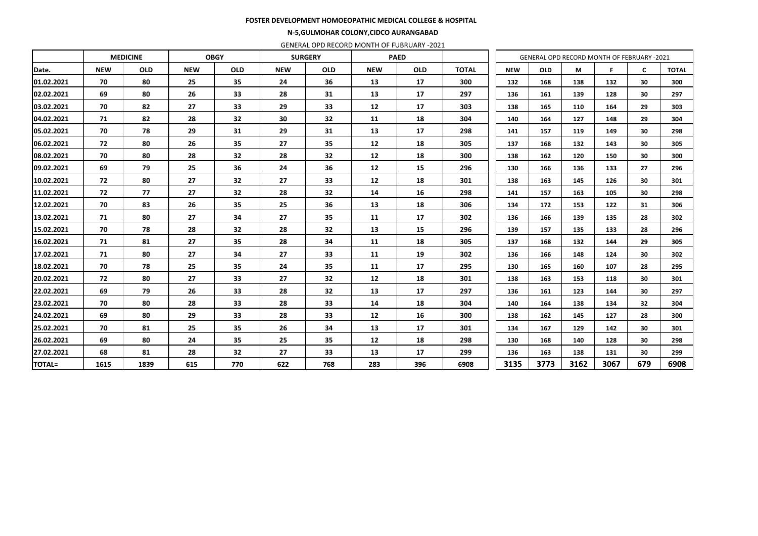**FOSTER DEVELOPMENT HOMOEOPATHIC MEDICAL COLLEGE & HOSPITAL**

**N-5,GULMOHAR COLONY,CIDCO AURANGABAD**

GENERAL OPD RECORD MONTH OF FUBRUARY -2021

| | MEDICINE | | OBGY | | SURGERY | | PAED | | |
|---|---|---|---|---|---|---|---|---|---|
| Date. | NEW | OLD | NEW | OLD | NEW | OLD | NEW | OLD | TOTAL |
| 01.02.2021 | 70 | 80 | 25 | 35 | 24 | 36 | 13 | 17 | 300 |
| 02.02.2021 | 69 | 80 | 26 | 33 | 28 | 31 | 13 | 17 | 297 |
| 03.02.2021 | 70 | 82 | 27 | 33 | 29 | 33 | 12 | 17 | 303 |
| 04.02.2021 | 71 | 82 | 28 | 32 | 30 | 32 | 11 | 18 | 304 |
| 05.02.2021 | 70 | 78 | 29 | 31 | 29 | 31 | 13 | 17 | 298 |
| 06.02.2021 | 72 | 80 | 26 | 35 | 27 | 35 | 12 | 18 | 305 |
| 08.02.2021 | 70 | 80 | 28 | 32 | 28 | 32 | 12 | 18 | 300 |
| 09.02.2021 | 69 | 79 | 25 | 36 | 24 | 36 | 12 | 15 | 296 |
| 10.02.2021 | 72 | 80 | 27 | 32 | 27 | 33 | 12 | 18 | 301 |
| 11.02.2021 | 72 | 77 | 27 | 32 | 28 | 32 | 14 | 16 | 298 |
| 12.02.2021 | 70 | 83 | 26 | 35 | 25 | 36 | 13 | 18 | 306 |
| 13.02.2021 | 71 | 80 | 27 | 34 | 27 | 35 | 11 | 17 | 302 |
| 15.02.2021 | 70 | 78 | 28 | 32 | 28 | 32 | 13 | 15 | 296 |
| 16.02.2021 | 71 | 81 | 27 | 35 | 28 | 34 | 11 | 18 | 305 |
| 17.02.2021 | 71 | 80 | 27 | 34 | 27 | 33 | 11 | 19 | 302 |
| 18.02.2021 | 70 | 78 | 25 | 35 | 24 | 35 | 11 | 17 | 295 |
| 20.02.2021 | 72 | 80 | 27 | 33 | 27 | 32 | 12 | 18 | 301 |
| 22.02.2021 | 69 | 79 | 26 | 33 | 28 | 32 | 13 | 17 | 297 |
| 23.02.2021 | 70 | 80 | 28 | 33 | 28 | 33 | 14 | 18 | 304 |
| 24.02.2021 | 69 | 80 | 29 | 33 | 28 | 33 | 12 | 16 | 300 |
| 25.02.2021 | 70 | 81 | 25 | 35 | 26 | 34 | 13 | 17 | 301 |
| 26.02.2021 | 69 | 80 | 24 | 35 | 25 | 35 | 12 | 18 | 298 |
| 27.02.2021 | 68 | 81 | 28 | 32 | 27 | 33 | 13 | 17 | 299 |
| TOTAL= | 1615 | 1839 | 615 | 770 | 622 | 768 | 283 | 396 | 6908 |

| GENERAL OPD RECORD MONTH OF FEBRUARY -2021 | | | | | |
|---|---|---|---|---|---|
| NEW | OLD | M | F | C | TOTAL |
| 132 | 168 | 138 | 132 | 30 | 300 |
| 136 | 161 | 139 | 128 | 30 | 297 |
| 138 | 165 | 110 | 164 | 29 | 303 |
| 140 | 164 | 127 | 148 | 29 | 304 |
| 141 | 157 | 119 | 149 | 30 | 298 |
| 137 | 168 | 132 | 143 | 30 | 305 |
| 138 | 162 | 120 | 150 | 30 | 300 |
| 130 | 166 | 136 | 133 | 27 | 296 |
| 138 | 163 | 145 | 126 | 30 | 301 |
| 141 | 157 | 163 | 105 | 30 | 298 |
| 134 | 172 | 153 | 122 | 31 | 306 |
| 136 | 166 | 139 | 135 | 28 | 302 |
| 139 | 157 | 135 | 133 | 28 | 296 |
| 137 | 168 | 132 | 144 | 29 | 305 |
| 136 | 166 | 148 | 124 | 30 | 302 |
| 130 | 165 | 160 | 107 | 28 | 295 |
| 138 | 163 | 153 | 118 | 30 | 301 |
| 136 | 161 | 123 | 144 | 30 | 297 |
| 140 | 164 | 138 | 134 | 32 | 304 |
| 138 | 162 | 145 | 127 | 28 | 300 |
| 134 | 167 | 129 | 142 | 30 | 301 |
| 130 | 168 | 140 | 128 | 30 | 298 |
| 136 | 163 | 138 | 131 | 30 | 299 |
| 3135 | 3773 | 3162 | 3067 | 679 | 6908 |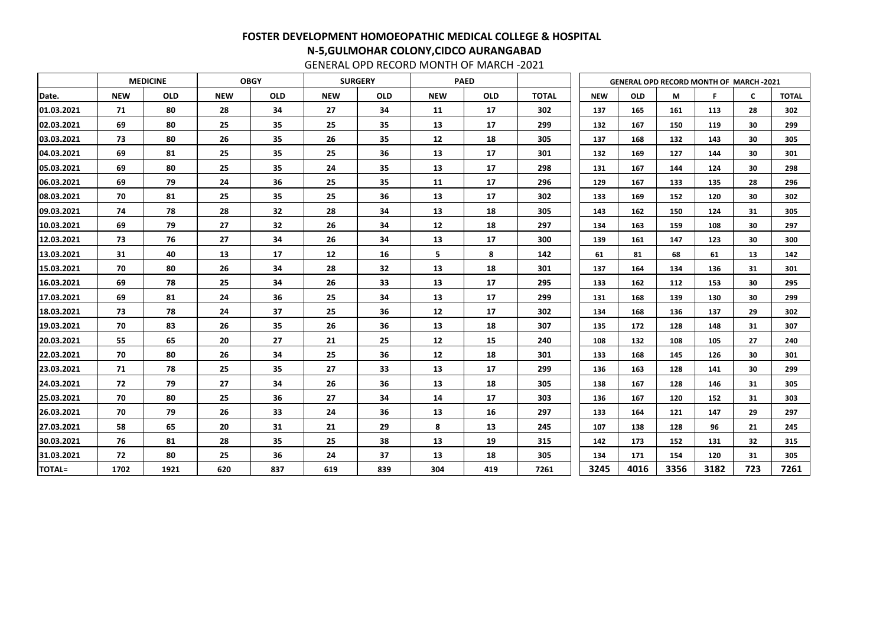# FOSTER DEVELOPMENT HOMOEOPATHIC MEDICAL COLLEGE & HOSPITAL

## N-5,GULMOHAR COLONY,CIDCO AURANGABAD

GENERAL OPD RECORD MONTH OF MARCH -2021

| | MEDICINE | | OBGY | | SURGERY | | PAED | | |
|---|---|---|---|---|---|---|---|---|---|
| Date. | NEW | OLD | NEW | OLD | NEW | OLD | NEW | OLD | TOTAL |
| 01.03.2021 | 71 | 80 | 28 | 34 | 27 | 34 | 11 | 17 | 302 |
| 02.03.2021 | 69 | 80 | 25 | 35 | 25 | 35 | 13 | 17 | 299 |
| 03.03.2021 | 73 | 80 | 26 | 35 | 26 | 35 | 12 | 18 | 305 |
| 04.03.2021 | 69 | 81 | 25 | 35 | 25 | 36 | 13 | 17 | 301 |
| 05.03.2021 | 69 | 80 | 25 | 35 | 24 | 35 | 13 | 17 | 298 |
| 06.03.2021 | 69 | 79 | 24 | 36 | 25 | 35 | 11 | 17 | 296 |
| 08.03.2021 | 70 | 81 | 25 | 35 | 25 | 36 | 13 | 17 | 302 |
| 09.03.2021 | 74 | 78 | 28 | 32 | 28 | 34 | 13 | 18 | 305 |
| 10.03.2021 | 69 | 79 | 27 | 32 | 26 | 34 | 12 | 18 | 297 |
| 12.03.2021 | 73 | 76 | 27 | 34 | 26 | 34 | 13 | 17 | 300 |
| 13.03.2021 | 31 | 40 | 13 | 17 | 12 | 16 | 5 | 8 | 142 |
| 15.03.2021 | 70 | 80 | 26 | 34 | 28 | 32 | 13 | 18 | 301 |
| 16.03.2021 | 69 | 78 | 25 | 34 | 26 | 33 | 13 | 17 | 295 |
| 17.03.2021 | 69 | 81 | 24 | 36 | 25 | 34 | 13 | 17 | 299 |
| 18.03.2021 | 73 | 78 | 24 | 37 | 25 | 36 | 12 | 17 | 302 |
| 19.03.2021 | 70 | 83 | 26 | 35 | 26 | 36 | 13 | 18 | 307 |
| 20.03.2021 | 55 | 65 | 20 | 27 | 21 | 25 | 12 | 15 | 240 |
| 22.03.2021 | 70 | 80 | 26 | 34 | 25 | 36 | 12 | 18 | 301 |
| 23.03.2021 | 71 | 78 | 25 | 35 | 27 | 33 | 13 | 17 | 299 |
| 24.03.2021 | 72 | 79 | 27 | 34 | 26 | 36 | 13 | 18 | 305 |
| 25.03.2021 | 70 | 80 | 25 | 36 | 27 | 34 | 14 | 17 | 303 |
| 26.03.2021 | 70 | 79 | 26 | 33 | 24 | 36 | 13 | 16 | 297 |
| 27.03.2021 | 58 | 65 | 20 | 31 | 21 | 29 | 8 | 13 | 245 |
| 30.03.2021 | 76 | 81 | 28 | 35 | 25 | 38 | 13 | 19 | 315 |
| 31.03.2021 | 72 | 80 | 25 | 36 | 24 | 37 | 13 | 18 | 305 |
| TOTAL= | 1702 | 1921 | 620 | 837 | 619 | 839 | 304 | 419 | 7261 |

| GENERAL OPD RECORD MONTH OF MARCH -2021 | | | | | |
|---|---|---|---|---|---|
| NEW | OLD | M | F | C | TOTAL |
| 137 | 165 | 161 | 113 | 28 | 302 |
| 132 | 167 | 150 | 119 | 30 | 299 |
| 137 | 168 | 132 | 143 | 30 | 305 |
| 132 | 169 | 127 | 144 | 30 | 301 |
| 131 | 167 | 144 | 124 | 30 | 298 |
| 129 | 167 | 133 | 135 | 28 | 296 |
| 133 | 169 | 152 | 120 | 30 | 302 |
| 143 | 162 | 150 | 124 | 31 | 305 |
| 134 | 163 | 159 | 108 | 30 | 297 |
| 139 | 161 | 147 | 123 | 30 | 300 |
| 61 | 81 | 68 | 61 | 13 | 142 |
| 137 | 164 | 134 | 136 | 31 | 301 |
| 133 | 162 | 112 | 153 | 30 | 295 |
| 131 | 168 | 139 | 130 | 30 | 299 |
| 134 | 168 | 136 | 137 | 29 | 302 |
| 135 | 172 | 128 | 148 | 31 | 307 |
| 108 | 132 | 108 | 105 | 27 | 240 |
| 133 | 168 | 145 | 126 | 30 | 301 |
| 136 | 163 | 128 | 141 | 30 | 299 |
| 138 | 167 | 128 | 146 | 31 | 305 |
| 136 | 167 | 120 | 152 | 31 | 303 |
| 133 | 164 | 121 | 147 | 29 | 297 |
| 107 | 138 | 128 | 96 | 21 | 245 |
| 142 | 173 | 152 | 131 | 32 | 315 |
| 134 | 171 | 154 | 120 | 31 | 305 |
| 3245 | 4016 | 3356 | 3182 | 723 | 7261 |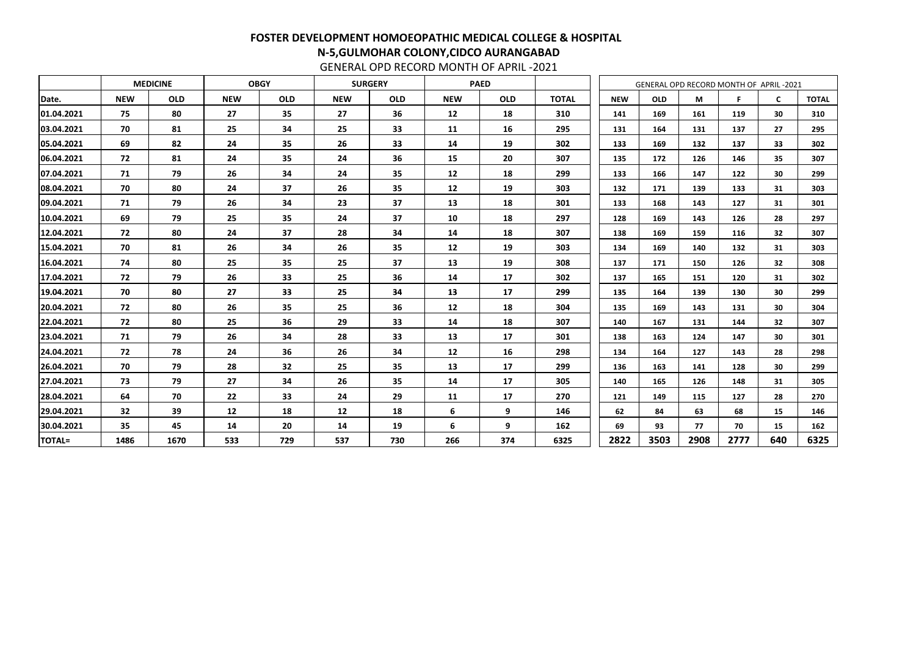# FOSTER DEVELOPMENT HOMOEOPATHIC MEDICAL COLLEGE & HOSPITAL

## N-5,GULMOHAR COLONY,CIDCO AURANGABAD

GENERAL OPD RECORD MONTH OF APRIL -2021

| | MEDICINE | | OBGY | | SURGERY | | PAED | | |
|---|---|---|---|---|---|---|---|---|---|
| Date. | NEW | OLD | NEW | OLD | NEW | OLD | NEW | OLD | TOTAL |
| 01.04.2021 | 75 | 80 | 27 | 35 | 27 | 36 | 12 | 18 | 310 |
| 03.04.2021 | 70 | 81 | 25 | 34 | 25 | 33 | 11 | 16 | 295 |
| 05.04.2021 | 69 | 82 | 24 | 35 | 26 | 33 | 14 | 19 | 302 |
| 06.04.2021 | 72 | 81 | 24 | 35 | 24 | 36 | 15 | 20 | 307 |
| 07.04.2021 | 71 | 79 | 26 | 34 | 24 | 35 | 12 | 18 | 299 |
| 08.04.2021 | 70 | 80 | 24 | 37 | 26 | 35 | 12 | 19 | 303 |
| 09.04.2021 | 71 | 79 | 26 | 34 | 23 | 37 | 13 | 18 | 301 |
| 10.04.2021 | 69 | 79 | 25 | 35 | 24 | 37 | 10 | 18 | 297 |
| 12.04.2021 | 72 | 80 | 24 | 37 | 28 | 34 | 14 | 18 | 307 |
| 15.04.2021 | 70 | 81 | 26 | 34 | 26 | 35 | 12 | 19 | 303 |
| 16.04.2021 | 74 | 80 | 25 | 35 | 25 | 37 | 13 | 19 | 308 |
| 17.04.2021 | 72 | 79 | 26 | 33 | 25 | 36 | 14 | 17 | 302 |
| 19.04.2021 | 70 | 80 | 27 | 33 | 25 | 34 | 13 | 17 | 299 |
| 20.04.2021 | 72 | 80 | 26 | 35 | 25 | 36 | 12 | 18 | 304 |
| 22.04.2021 | 72 | 80 | 25 | 36 | 29 | 33 | 14 | 18 | 307 |
| 23.04.2021 | 71 | 79 | 26 | 34 | 28 | 33 | 13 | 17 | 301 |
| 24.04.2021 | 72 | 78 | 24 | 36 | 26 | 34 | 12 | 16 | 298 |
| 26.04.2021 | 70 | 79 | 28 | 32 | 25 | 35 | 13 | 17 | 299 |
| 27.04.2021 | 73 | 79 | 27 | 34 | 26 | 35 | 14 | 17 | 305 |
| 28.04.2021 | 64 | 70 | 22 | 33 | 24 | 29 | 11 | 17 | 270 |
| 29.04.2021 | 32 | 39 | 12 | 18 | 12 | 18 | 6 | 9 | 146 |
| 30.04.2021 | 35 | 45 | 14 | 20 | 14 | 19 | 6 | 9 | 162 |
| TOTAL= | 1486 | 1670 | 533 | 729 | 537 | 730 | 266 | 374 | 6325 |

| GENERAL OPD RECORD MONTH OF APRIL -2021 | | | | | |
|---|---|---|---|---|---|
| NEW | OLD | M | F | C | TOTAL |
| 141 | 169 | 161 | 119 | 30 | 310 |
| 131 | 164 | 131 | 137 | 27 | 295 |
| 133 | 169 | 132 | 137 | 33 | 302 |
| 135 | 172 | 126 | 146 | 35 | 307 |
| 133 | 166 | 147 | 122 | 30 | 299 |
| 132 | 171 | 139 | 133 | 31 | 303 |
| 133 | 168 | 143 | 127 | 31 | 301 |
| 128 | 169 | 143 | 126 | 28 | 297 |
| 138 | 169 | 159 | 116 | 32 | 307 |
| 134 | 169 | 140 | 132 | 31 | 303 |
| 137 | 171 | 150 | 126 | 32 | 308 |
| 137 | 165 | 151 | 120 | 31 | 302 |
| 135 | 164 | 139 | 130 | 30 | 299 |
| 135 | 169 | 143 | 131 | 30 | 304 |
| 140 | 167 | 131 | 144 | 32 | 307 |
| 138 | 163 | 124 | 147 | 30 | 301 |
| 134 | 164 | 127 | 143 | 28 | 298 |
| 136 | 163 | 141 | 128 | 30 | 299 |
| 140 | 165 | 126 | 148 | 31 | 305 |
| 121 | 149 | 115 | 127 | 28 | 270 |
| 62 | 84 | 63 | 68 | 15 | 146 |
| 69 | 93 | 77 | 70 | 15 | 162 |
| 2822 | 3503 | 2908 | 2777 | 640 | 6325 |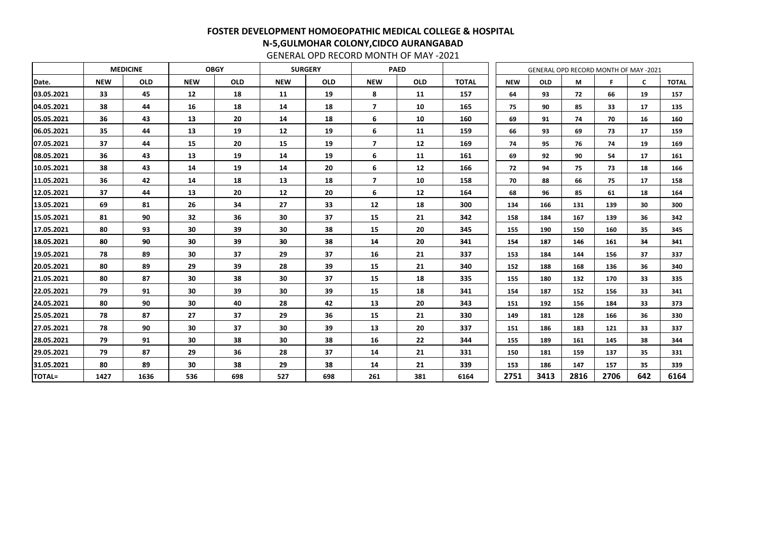# FOSTER DEVELOPMENT HOMOEOPATHIC MEDICAL COLLEGE & HOSPITAL

## N-5,GULMOHAR COLONY,CIDCO AURANGABAD

GENERAL OPD RECORD MONTH OF MAY -2021

| | MEDICINE | | OBGY | | SURGERY | | PAED | | |
|---|---|---|---|---|---|---|---|---|---|
| Date. | NEW | OLD | NEW | OLD | NEW | OLD | NEW | OLD | TOTAL |
| 03.05.2021 | 33 | 45 | 12 | 18 | 11 | 19 | 8 | 11 | 157 |
| 04.05.2021 | 38 | 44 | 16 | 18 | 14 | 18 | 7 | 10 | 165 |
| 05.05.2021 | 36 | 43 | 13 | 20 | 14 | 18 | 6 | 10 | 160 |
| 06.05.2021 | 35 | 44 | 13 | 19 | 12 | 19 | 6 | 11 | 159 |
| 07.05.2021 | 37 | 44 | 15 | 20 | 15 | 19 | 7 | 12 | 169 |
| 08.05.2021 | 36 | 43 | 13 | 19 | 14 | 19 | 6 | 11 | 161 |
| 10.05.2021 | 38 | 43 | 14 | 19 | 14 | 20 | 6 | 12 | 166 |
| 11.05.2021 | 36 | 42 | 14 | 18 | 13 | 18 | 7 | 10 | 158 |
| 12.05.2021 | 37 | 44 | 13 | 20 | 12 | 20 | 6 | 12 | 164 |
| 13.05.2021 | 69 | 81 | 26 | 34 | 27 | 33 | 12 | 18 | 300 |
| 15.05.2021 | 81 | 90 | 32 | 36 | 30 | 37 | 15 | 21 | 342 |
| 17.05.2021 | 80 | 93 | 30 | 39 | 30 | 38 | 15 | 20 | 345 |
| 18.05.2021 | 80 | 90 | 30 | 39 | 30 | 38 | 14 | 20 | 341 |
| 19.05.2021 | 78 | 89 | 30 | 37 | 29 | 37 | 16 | 21 | 337 |
| 20.05.2021 | 80 | 89 | 29 | 39 | 28 | 39 | 15 | 21 | 340 |
| 21.05.2021 | 80 | 87 | 30 | 38 | 30 | 37 | 15 | 18 | 335 |
| 22.05.2021 | 79 | 91 | 30 | 39 | 30 | 39 | 15 | 18 | 341 |
| 24.05.2021 | 80 | 90 | 30 | 40 | 28 | 42 | 13 | 20 | 343 |
| 25.05.2021 | 78 | 87 | 27 | 37 | 29 | 36 | 15 | 21 | 330 |
| 27.05.2021 | 78 | 90 | 30 | 37 | 30 | 39 | 13 | 20 | 337 |
| 28.05.2021 | 79 | 91 | 30 | 38 | 30 | 38 | 16 | 22 | 344 |
| 29.05.2021 | 79 | 87 | 29 | 36 | 28 | 37 | 14 | 21 | 331 |
| 31.05.2021 | 80 | 89 | 30 | 38 | 29 | 38 | 14 | 21 | 339 |
| TOTAL= | 1427 | 1636 | 536 | 698 | 527 | 698 | 261 | 381 | 6164 |

| GENERAL OPD RECORD MONTH OF MAY -2021 | | | | | |
|---|---|---|---|---|---|
| NEW | OLD | M | F | C | TOTAL |
| 64 | 93 | 72 | 66 | 19 | 157 |
| 75 | 90 | 85 | 33 | 17 | 135 |
| 69 | 91 | 74 | 70 | 16 | 160 |
| 66 | 93 | 69 | 73 | 17 | 159 |
| 74 | 95 | 76 | 74 | 19 | 169 |
| 69 | 92 | 90 | 54 | 17 | 161 |
| 72 | 94 | 75 | 73 | 18 | 166 |
| 70 | 88 | 66 | 75 | 17 | 158 |
| 68 | 96 | 85 | 61 | 18 | 164 |
| 134 | 166 | 131 | 139 | 30 | 300 |
| 158 | 184 | 167 | 139 | 36 | 342 |
| 155 | 190 | 150 | 160 | 35 | 345 |
| 154 | 187 | 146 | 161 | 34 | 341 |
| 153 | 184 | 144 | 156 | 37 | 337 |
| 152 | 188 | 168 | 136 | 36 | 340 |
| 155 | 180 | 132 | 170 | 33 | 335 |
| 154 | 187 | 152 | 156 | 33 | 341 |
| 151 | 192 | 156 | 184 | 33 | 373 |
| 149 | 181 | 128 | 166 | 36 | 330 |
| 151 | 186 | 183 | 121 | 33 | 337 |
| 155 | 189 | 161 | 145 | 38 | 344 |
| 150 | 181 | 159 | 137 | 35 | 331 |
| 153 | 186 | 147 | 157 | 35 | 339 |
| 2751 | 3413 | 2816 | 2706 | 642 | 6164 |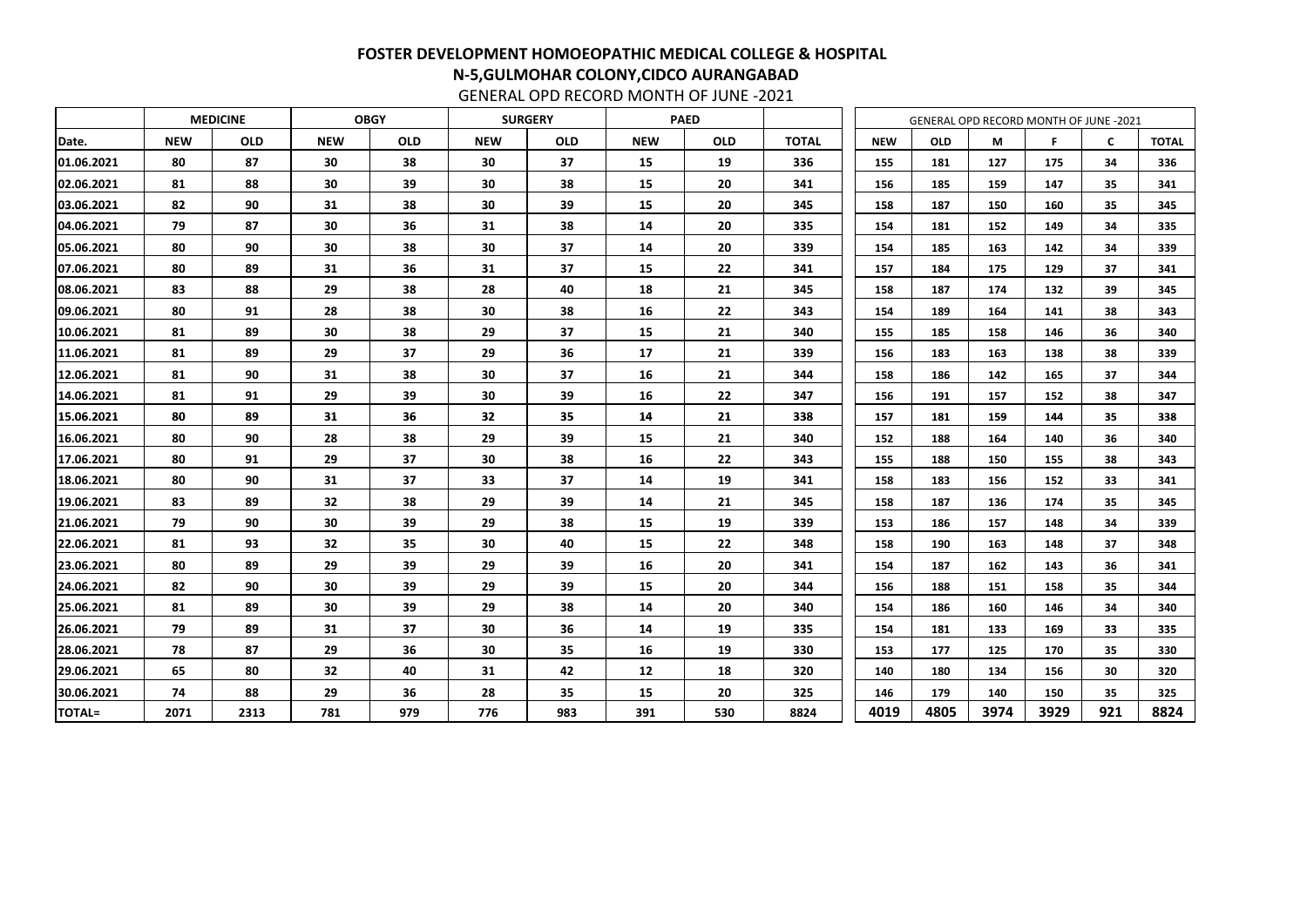# FOSTER DEVELOPMENT HOMOEOPATHIC MEDICAL COLLEGE & HOSPITAL

## N-5,GULMOHAR COLONY,CIDCO AURANGABAD

GENERAL OPD RECORD MONTH OF JUNE -2021

| | MEDICINE | | OBGY | | SURGERY | | PAED | | |
|---|---|---|---|---|---|---|---|---|---|
| Date. | NEW | OLD | NEW | OLD | NEW | OLD | NEW | OLD | TOTAL |
| 01.06.2021 | 80 | 87 | 30 | 38 | 30 | 37 | 15 | 19 | 336 |
| 02.06.2021 | 81 | 88 | 30 | 39 | 30 | 38 | 15 | 20 | 341 |
| 03.06.2021 | 82 | 90 | 31 | 38 | 30 | 39 | 15 | 20 | 345 |
| 04.06.2021 | 79 | 87 | 30 | 36 | 31 | 38 | 14 | 20 | 335 |
| 05.06.2021 | 80 | 90 | 30 | 38 | 30 | 37 | 14 | 20 | 339 |
| 07.06.2021 | 80 | 89 | 31 | 36 | 31 | 37 | 15 | 22 | 341 |
| 08.06.2021 | 83 | 88 | 29 | 38 | 28 | 40 | 18 | 21 | 345 |
| 09.06.2021 | 80 | 91 | 28 | 38 | 30 | 38 | 16 | 22 | 343 |
| 10.06.2021 | 81 | 89 | 30 | 38 | 29 | 37 | 15 | 21 | 340 |
| 11.06.2021 | 81 | 89 | 29 | 37 | 29 | 36 | 17 | 21 | 339 |
| 12.06.2021 | 81 | 90 | 31 | 38 | 30 | 37 | 16 | 21 | 344 |
| 14.06.2021 | 81 | 91 | 29 | 39 | 30 | 39 | 16 | 22 | 347 |
| 15.06.2021 | 80 | 89 | 31 | 36 | 32 | 35 | 14 | 21 | 338 |
| 16.06.2021 | 80 | 90 | 28 | 38 | 29 | 39 | 15 | 21 | 340 |
| 17.06.2021 | 80 | 91 | 29 | 37 | 30 | 38 | 16 | 22 | 343 |
| 18.06.2021 | 80 | 90 | 31 | 37 | 33 | 37 | 14 | 19 | 341 |
| 19.06.2021 | 83 | 89 | 32 | 38 | 29 | 39 | 14 | 21 | 345 |
| 21.06.2021 | 79 | 90 | 30 | 39 | 29 | 38 | 15 | 19 | 339 |
| 22.06.2021 | 81 | 93 | 32 | 35 | 30 | 40 | 15 | 22 | 348 |
| 23.06.2021 | 80 | 89 | 29 | 39 | 29 | 39 | 16 | 20 | 341 |
| 24.06.2021 | 82 | 90 | 30 | 39 | 29 | 39 | 15 | 20 | 344 |
| 25.06.2021 | 81 | 89 | 30 | 39 | 29 | 38 | 14 | 20 | 340 |
| 26.06.2021 | 79 | 89 | 31 | 37 | 30 | 36 | 14 | 19 | 335 |
| 28.06.2021 | 78 | 87 | 29 | 36 | 30 | 35 | 16 | 19 | 330 |
| 29.06.2021 | 65 | 80 | 32 | 40 | 31 | 42 | 12 | 18 | 320 |
| 30.06.2021 | 74 | 88 | 29 | 36 | 28 | 35 | 15 | 20 | 325 |
| TOTAL= | 2071 | 2313 | 781 | 979 | 776 | 983 | 391 | 530 | 8824 |

| GENERAL OPD RECORD MONTH OF JUNE -2021 | | | | | |
|---|---|---|---|---|---|
| NEW | OLD | M | F | C | TOTAL |
| 155 | 181 | 127 | 175 | 34 | 336 |
| 156 | 185 | 159 | 147 | 35 | 341 |
| 158 | 187 | 150 | 160 | 35 | 345 |
| 154 | 181 | 152 | 149 | 34 | 335 |
| 154 | 185 | 163 | 142 | 34 | 339 |
| 157 | 184 | 175 | 129 | 37 | 341 |
| 158 | 187 | 174 | 132 | 39 | 345 |
| 154 | 189 | 164 | 141 | 38 | 343 |
| 155 | 185 | 158 | 146 | 36 | 340 |
| 156 | 183 | 163 | 138 | 38 | 339 |
| 158 | 186 | 142 | 165 | 37 | 344 |
| 156 | 191 | 157 | 152 | 38 | 347 |
| 157 | 181 | 159 | 144 | 35 | 338 |
| 152 | 188 | 164 | 140 | 36 | 340 |
| 155 | 188 | 150 | 155 | 38 | 343 |
| 158 | 183 | 156 | 152 | 33 | 341 |
| 158 | 187 | 136 | 174 | 35 | 345 |
| 153 | 186 | 157 | 148 | 34 | 339 |
| 158 | 190 | 163 | 148 | 37 | 348 |
| 154 | 187 | 162 | 143 | 36 | 341 |
| 156 | 188 | 151 | 158 | 35 | 344 |
| 154 | 186 | 160 | 146 | 34 | 340 |
| 154 | 181 | 133 | 169 | 33 | 335 |
| 153 | 177 | 125 | 170 | 35 | 330 |
| 140 | 180 | 134 | 156 | 30 | 320 |
| 146 | 179 | 140 | 150 | 35 | 325 |
| 4019 | 4805 | 3974 | 3929 | 921 | 8824 |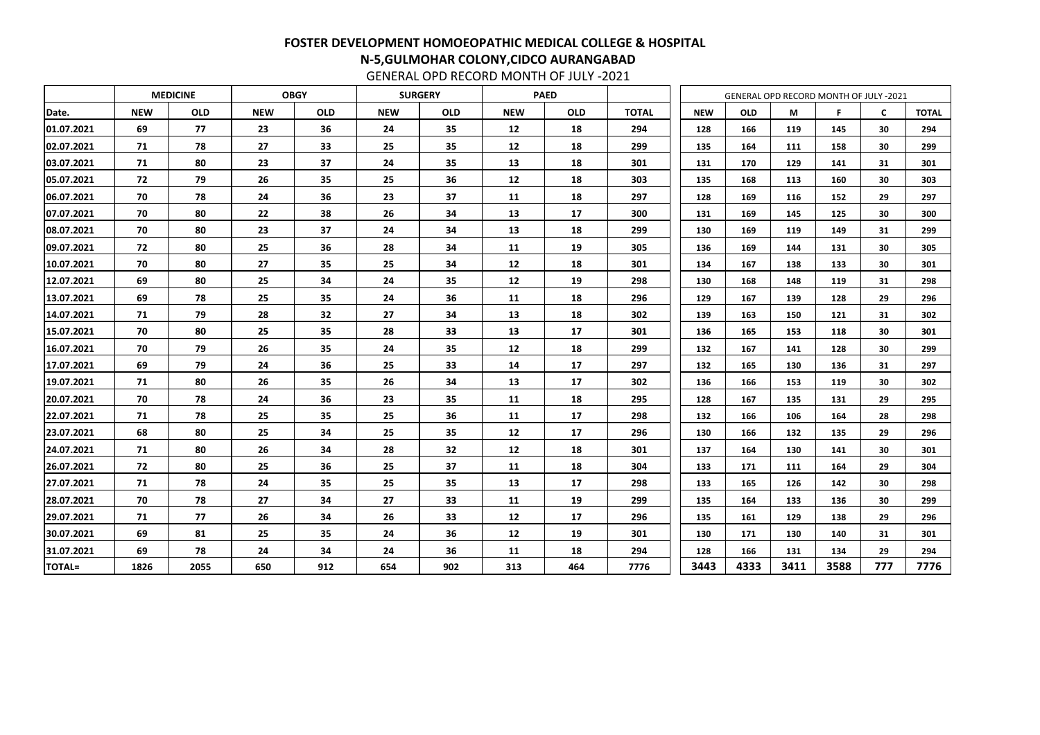# FOSTER DEVELOPMENT HOMOEOPATHIC MEDICAL COLLEGE & HOSPITAL

## N-5,GULMOHAR COLONY,CIDCO AURANGABAD

GENERAL OPD RECORD MONTH OF JULY -2021

| | MEDICINE | | OBGY | | SURGERY | | PAED | | |
|---|---|---|---|---|---|---|---|---|---|
| Date. | NEW | OLD | NEW | OLD | NEW | OLD | NEW | OLD | TOTAL |
| 01.07.2021 | 69 | 77 | 23 | 36 | 24 | 35 | 12 | 18 | 294 |
| 02.07.2021 | 71 | 78 | 27 | 33 | 25 | 35 | 12 | 18 | 299 |
| 03.07.2021 | 71 | 80 | 23 | 37 | 24 | 35 | 13 | 18 | 301 |
| 05.07.2021 | 72 | 79 | 26 | 35 | 25 | 36 | 12 | 18 | 303 |
| 06.07.2021 | 70 | 78 | 24 | 36 | 23 | 37 | 11 | 18 | 297 |
| 07.07.2021 | 70 | 80 | 22 | 38 | 26 | 34 | 13 | 17 | 300 |
| 08.07.2021 | 70 | 80 | 23 | 37 | 24 | 34 | 13 | 18 | 299 |
| 09.07.2021 | 72 | 80 | 25 | 36 | 28 | 34 | 11 | 19 | 305 |
| 10.07.2021 | 70 | 80 | 27 | 35 | 25 | 34 | 12 | 18 | 301 |
| 12.07.2021 | 69 | 80 | 25 | 34 | 24 | 35 | 12 | 19 | 298 |
| 13.07.2021 | 69 | 78 | 25 | 35 | 24 | 36 | 11 | 18 | 296 |
| 14.07.2021 | 71 | 79 | 28 | 32 | 27 | 34 | 13 | 18 | 302 |
| 15.07.2021 | 70 | 80 | 25 | 35 | 28 | 33 | 13 | 17 | 301 |
| 16.07.2021 | 70 | 79 | 26 | 35 | 24 | 35 | 12 | 18 | 299 |
| 17.07.2021 | 69 | 79 | 24 | 36 | 25 | 33 | 14 | 17 | 297 |
| 19.07.2021 | 71 | 80 | 26 | 35 | 26 | 34 | 13 | 17 | 302 |
| 20.07.2021 | 70 | 78 | 24 | 36 | 23 | 35 | 11 | 18 | 295 |
| 22.07.2021 | 71 | 78 | 25 | 35 | 25 | 36 | 11 | 17 | 298 |
| 23.07.2021 | 68 | 80 | 25 | 34 | 25 | 35 | 12 | 17 | 296 |
| 24.07.2021 | 71 | 80 | 26 | 34 | 28 | 32 | 12 | 18 | 301 |
| 26.07.2021 | 72 | 80 | 25 | 36 | 25 | 37 | 11 | 18 | 304 |
| 27.07.2021 | 71 | 78 | 24 | 35 | 25 | 35 | 13 | 17 | 298 |
| 28.07.2021 | 70 | 78 | 27 | 34 | 27 | 33 | 11 | 19 | 299 |
| 29.07.2021 | 71 | 77 | 26 | 34 | 26 | 33 | 12 | 17 | 296 |
| 30.07.2021 | 69 | 81 | 25 | 35 | 24 | 36 | 12 | 19 | 301 |
| 31.07.2021 | 69 | 78 | 24 | 34 | 24 | 36 | 11 | 18 | 294 |
| TOTAL= | 1826 | 2055 | 650 | 912 | 654 | 902 | 313 | 464 | 7776 |

| GENERAL OPD RECORD MONTH OF JULY -2021 | | | | | |
|---|---|---|---|---|---|
| NEW | OLD | M | F | C | TOTAL |
| 128 | 166 | 119 | 145 | 30 | 294 |
| 135 | 164 | 111 | 158 | 30 | 299 |
| 131 | 170 | 129 | 141 | 31 | 301 |
| 135 | 168 | 113 | 160 | 30 | 303 |
| 128 | 169 | 116 | 152 | 29 | 297 |
| 131 | 169 | 145 | 125 | 30 | 300 |
| 130 | 169 | 119 | 149 | 31 | 299 |
| 136 | 169 | 144 | 131 | 30 | 305 |
| 134 | 167 | 138 | 133 | 30 | 301 |
| 130 | 168 | 148 | 119 | 31 | 298 |
| 129 | 167 | 139 | 128 | 29 | 296 |
| 139 | 163 | 150 | 121 | 31 | 302 |
| 136 | 165 | 153 | 118 | 30 | 301 |
| 132 | 167 | 141 | 128 | 30 | 299 |
| 132 | 165 | 130 | 136 | 31 | 297 |
| 136 | 166 | 153 | 119 | 30 | 302 |
| 128 | 167 | 135 | 131 | 29 | 295 |
| 132 | 166 | 106 | 164 | 28 | 298 |
| 130 | 166 | 132 | 135 | 29 | 296 |
| 137 | 164 | 130 | 141 | 30 | 301 |
| 133 | 171 | 111 | 164 | 29 | 304 |
| 133 | 165 | 126 | 142 | 30 | 298 |
| 135 | 164 | 133 | 136 | 30 | 299 |
| 135 | 161 | 129 | 138 | 29 | 296 |
| 130 | 171 | 130 | 140 | 31 | 301 |
| 128 | 166 | 131 | 134 | 29 | 294 |
| 3443 | 4333 | 3411 | 3588 | 777 | 7776 |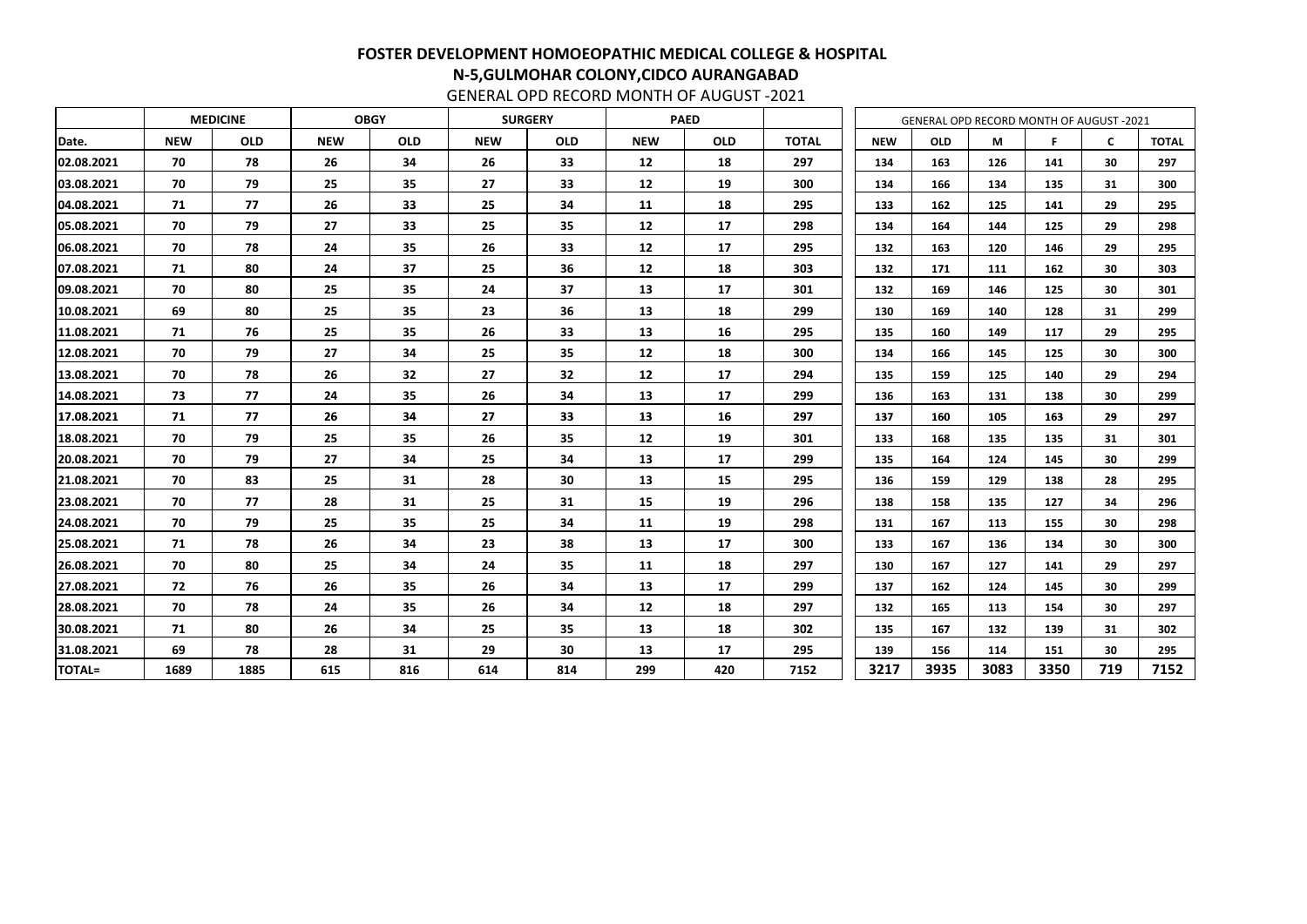# FOSTER DEVELOPMENT HOMOEOPATHIC MEDICAL COLLEGE & HOSPITAL

## N-5,GULMOHAR COLONY,CIDCO AURANGABAD

GENERAL OPD RECORD MONTH OF AUGUST -2021

| | MEDICINE | | OBGY | | SURGERY | | PAED | | |
|---|---|---|---|---|---|---|---|---|---|
| Date. | NEW | OLD | NEW | OLD | NEW | OLD | NEW | OLD | TOTAL |
| 02.08.2021 | 70 | 78 | 26 | 34 | 26 | 33 | 12 | 18 | 297 |
| 03.08.2021 | 70 | 79 | 25 | 35 | 27 | 33 | 12 | 19 | 300 |
| 04.08.2021 | 71 | 77 | 26 | 33 | 25 | 34 | 11 | 18 | 295 |
| 05.08.2021 | 70 | 79 | 27 | 33 | 25 | 35 | 12 | 17 | 298 |
| 06.08.2021 | 70 | 78 | 24 | 35 | 26 | 33 | 12 | 17 | 295 |
| 07.08.2021 | 71 | 80 | 24 | 37 | 25 | 36 | 12 | 18 | 303 |
| 09.08.2021 | 70 | 80 | 25 | 35 | 24 | 37 | 13 | 17 | 301 |
| 10.08.2021 | 69 | 80 | 25 | 35 | 23 | 36 | 13 | 18 | 299 |
| 11.08.2021 | 71 | 76 | 25 | 35 | 26 | 33 | 13 | 16 | 295 |
| 12.08.2021 | 70 | 79 | 27 | 34 | 25 | 35 | 12 | 18 | 300 |
| 13.08.2021 | 70 | 78 | 26 | 32 | 27 | 32 | 12 | 17 | 294 |
| 14.08.2021 | 73 | 77 | 24 | 35 | 26 | 34 | 13 | 17 | 299 |
| 17.08.2021 | 71 | 77 | 26 | 34 | 27 | 33 | 13 | 16 | 297 |
| 18.08.2021 | 70 | 79 | 25 | 35 | 26 | 35 | 12 | 19 | 301 |
| 20.08.2021 | 70 | 79 | 27 | 34 | 25 | 34 | 13 | 17 | 299 |
| 21.08.2021 | 70 | 83 | 25 | 31 | 28 | 30 | 13 | 15 | 295 |
| 23.08.2021 | 70 | 77 | 28 | 31 | 25 | 31 | 15 | 19 | 296 |
| 24.08.2021 | 70 | 79 | 25 | 35 | 25 | 34 | 11 | 19 | 298 |
| 25.08.2021 | 71 | 78 | 26 | 34 | 23 | 38 | 13 | 17 | 300 |
| 26.08.2021 | 70 | 80 | 25 | 34 | 24 | 35 | 11 | 18 | 297 |
| 27.08.2021 | 72 | 76 | 26 | 35 | 26 | 34 | 13 | 17 | 299 |
| 28.08.2021 | 70 | 78 | 24 | 35 | 26 | 34 | 12 | 18 | 297 |
| 30.08.2021 | 71 | 80 | 26 | 34 | 25 | 35 | 13 | 18 | 302 |
| 31.08.2021 | 69 | 78 | 28 | 31 | 29 | 30 | 13 | 17 | 295 |
| TOTAL= | 1689 | 1885 | 615 | 816 | 614 | 814 | 299 | 420 | 7152 |

| GENERAL OPD RECORD MONTH OF AUGUST -2021 | | | | | |
|---|---|---|---|---|---|
| NEW | OLD | M | F | C | TOTAL |
| 134 | 163 | 126 | 141 | 30 | 297 |
| 134 | 166 | 134 | 135 | 31 | 300 |
| 133 | 162 | 125 | 141 | 29 | 295 |
| 134 | 164 | 144 | 125 | 29 | 298 |
| 132 | 163 | 120 | 146 | 29 | 295 |
| 132 | 171 | 111 | 162 | 30 | 303 |
| 132 | 169 | 146 | 125 | 30 | 301 |
| 130 | 169 | 140 | 128 | 31 | 299 |
| 135 | 160 | 149 | 117 | 29 | 295 |
| 134 | 166 | 145 | 125 | 30 | 300 |
| 135 | 159 | 125 | 140 | 29 | 294 |
| 136 | 163 | 131 | 138 | 30 | 299 |
| 137 | 160 | 105 | 163 | 29 | 297 |
| 133 | 168 | 135 | 135 | 31 | 301 |
| 135 | 164 | 124 | 145 | 30 | 299 |
| 136 | 159 | 129 | 138 | 28 | 295 |
| 138 | 158 | 135 | 127 | 34 | 296 |
| 131 | 167 | 113 | 155 | 30 | 298 |
| 133 | 167 | 136 | 134 | 30 | 300 |
| 130 | 167 | 127 | 141 | 29 | 297 |
| 137 | 162 | 124 | 145 | 30 | 299 |
| 132 | 165 | 113 | 154 | 30 | 297 |
| 135 | 167 | 132 | 139 | 31 | 302 |
| 139 | 156 | 114 | 151 | 30 | 295 |
| 3217 | 3935 | 3083 | 3350 | 719 | 7152 |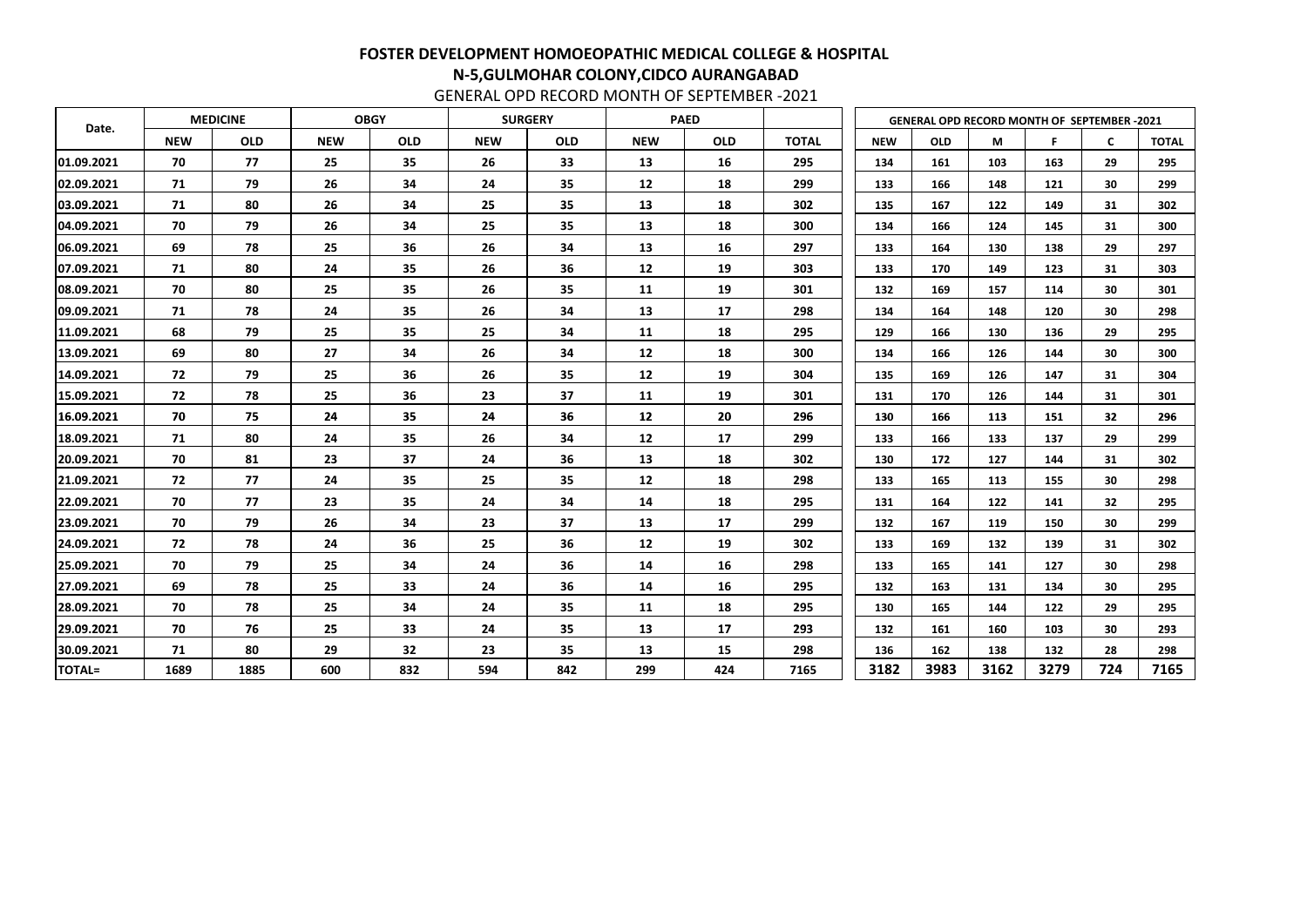# FOSTER DEVELOPMENT HOMOEOPATHIC MEDICAL COLLEGE & HOSPITAL

## N-5,GULMOHAR COLONY,CIDCO AURANGABAD

GENERAL OPD RECORD MONTH OF SEPTEMBER -2021

| Date. | MEDICINE | | OBGY | | SURGERY | | PAED | | |
|---|---|---|---|---|---|---|---|---|---|
| | NEW | OLD | NEW | OLD | NEW | OLD | NEW | OLD | TOTAL |
| 01.09.2021 | 70 | 77 | 25 | 35 | 26 | 33 | 13 | 16 | 295 |
| 02.09.2021 | 71 | 79 | 26 | 34 | 24 | 35 | 12 | 18 | 299 |
| 03.09.2021 | 71 | 80 | 26 | 34 | 25 | 35 | 13 | 18 | 302 |
| 04.09.2021 | 70 | 79 | 26 | 34 | 25 | 35 | 13 | 18 | 300 |
| 06.09.2021 | 69 | 78 | 25 | 36 | 26 | 34 | 13 | 16 | 297 |
| 07.09.2021 | 71 | 80 | 24 | 35 | 26 | 36 | 12 | 19 | 303 |
| 08.09.2021 | 70 | 80 | 25 | 35 | 26 | 35 | 11 | 19 | 301 |
| 09.09.2021 | 71 | 78 | 24 | 35 | 26 | 34 | 13 | 17 | 298 |
| 11.09.2021 | 68 | 79 | 25 | 35 | 25 | 34 | 11 | 18 | 295 |
| 13.09.2021 | 69 | 80 | 27 | 34 | 26 | 34 | 12 | 18 | 300 |
| 14.09.2021 | 72 | 79 | 25 | 36 | 26 | 35 | 12 | 19 | 304 |
| 15.09.2021 | 72 | 78 | 25 | 36 | 23 | 37 | 11 | 19 | 301 |
| 16.09.2021 | 70 | 75 | 24 | 35 | 24 | 36 | 12 | 20 | 296 |
| 18.09.2021 | 71 | 80 | 24 | 35 | 26 | 34 | 12 | 17 | 299 |
| 20.09.2021 | 70 | 81 | 23 | 37 | 24 | 36 | 13 | 18 | 302 |
| 21.09.2021 | 72 | 77 | 24 | 35 | 25 | 35 | 12 | 18 | 298 |
| 22.09.2021 | 70 | 77 | 23 | 35 | 24 | 34 | 14 | 18 | 295 |
| 23.09.2021 | 70 | 79 | 26 | 34 | 23 | 37 | 13 | 17 | 299 |
| 24.09.2021 | 72 | 78 | 24 | 36 | 25 | 36 | 12 | 19 | 302 |
| 25.09.2021 | 70 | 79 | 25 | 34 | 24 | 36 | 14 | 16 | 298 |
| 27.09.2021 | 69 | 78 | 25 | 33 | 24 | 36 | 14 | 16 | 295 |
| 28.09.2021 | 70 | 78 | 25 | 34 | 24 | 35 | 11 | 18 | 295 |
| 29.09.2021 | 70 | 76 | 25 | 33 | 24 | 35 | 13 | 17 | 293 |
| 30.09.2021 | 71 | 80 | 29 | 32 | 23 | 35 | 13 | 15 | 298 |
| TOTAL= | 1689 | 1885 | 600 | 832 | 594 | 842 | 299 | 424 | 7165 |

| GENERAL OPD RECORD MONTH OF SEPTEMBER -2021 | | | | | |
|---|---|---|---|---|---|
| NEW | OLD | M | F | C | TOTAL |
| 134 | 161 | 103 | 163 | 29 | 295 |
| 133 | 166 | 148 | 121 | 30 | 299 |
| 135 | 167 | 122 | 149 | 31 | 302 |
| 134 | 166 | 124 | 145 | 31 | 300 |
| 133 | 164 | 130 | 138 | 29 | 297 |
| 133 | 170 | 149 | 123 | 31 | 303 |
| 132 | 169 | 157 | 114 | 30 | 301 |
| 134 | 164 | 148 | 120 | 30 | 298 |
| 129 | 166 | 130 | 136 | 29 | 295 |
| 134 | 166 | 126 | 144 | 30 | 300 |
| 135 | 169 | 126 | 147 | 31 | 304 |
| 131 | 170 | 126 | 144 | 31 | 301 |
| 130 | 166 | 113 | 151 | 32 | 296 |
| 133 | 166 | 133 | 137 | 29 | 299 |
| 130 | 172 | 127 | 144 | 31 | 302 |
| 133 | 165 | 113 | 155 | 30 | 298 |
| 131 | 164 | 122 | 141 | 32 | 295 |
| 132 | 167 | 119 | 150 | 30 | 299 |
| 133 | 169 | 132 | 139 | 31 | 302 |
| 133 | 165 | 141 | 127 | 30 | 298 |
| 132 | 163 | 131 | 134 | 30 | 295 |
| 130 | 165 | 144 | 122 | 29 | 295 |
| 132 | 161 | 160 | 103 | 30 | 293 |
| 136 | 162 | 138 | 132 | 28 | 298 |
| 3182 | 3983 | 3162 | 3279 | 724 | 7165 |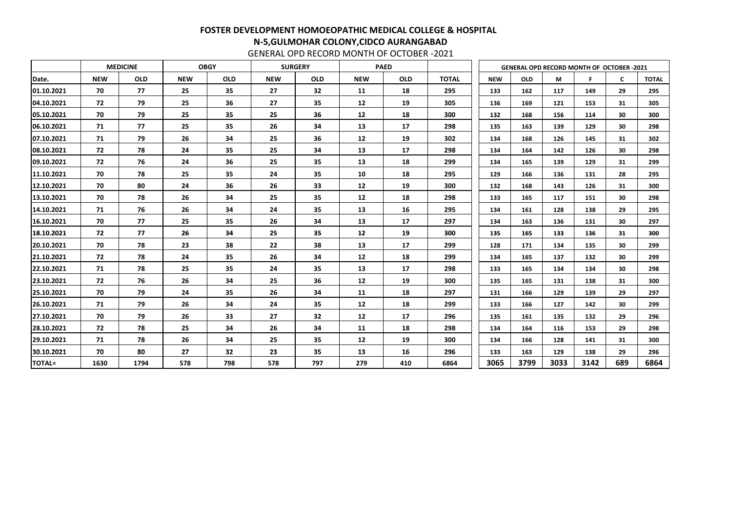# FOSTER DEVELOPMENT HOMOEOPATHIC MEDICAL COLLEGE & HOSPITAL

## N-5,GULMOHAR COLONY,CIDCO AURANGABAD

GENERAL OPD RECORD MONTH OF OCTOBER -2021

| | MEDICINE | | OBGY | | SURGERY | | PAED | | |
|---|---|---|---|---|---|---|---|---|---|
| Date. | NEW | OLD | NEW | OLD | NEW | OLD | NEW | OLD | TOTAL |
| 01.10.2021 | 70 | 77 | 25 | 35 | 27 | 32 | 11 | 18 | 295 |
| 04.10.2021 | 72 | 79 | 25 | 36 | 27 | 35 | 12 | 19 | 305 |
| 05.10.2021 | 70 | 79 | 25 | 35 | 25 | 36 | 12 | 18 | 300 |
| 06.10.2021 | 71 | 77 | 25 | 35 | 26 | 34 | 13 | 17 | 298 |
| 07.10.2021 | 71 | 79 | 26 | 34 | 25 | 36 | 12 | 19 | 302 |
| 08.10.2021 | 72 | 78 | 24 | 35 | 25 | 34 | 13 | 17 | 298 |
| 09.10.2021 | 72 | 76 | 24 | 36 | 25 | 35 | 13 | 18 | 299 |
| 11.10.2021 | 70 | 78 | 25 | 35 | 24 | 35 | 10 | 18 | 295 |
| 12.10.2021 | 70 | 80 | 24 | 36 | 26 | 33 | 12 | 19 | 300 |
| 13.10.2021 | 70 | 78 | 26 | 34 | 25 | 35 | 12 | 18 | 298 |
| 14.10.2021 | 71 | 76 | 26 | 34 | 24 | 35 | 13 | 16 | 295 |
| 16.10.2021 | 70 | 77 | 25 | 35 | 26 | 34 | 13 | 17 | 297 |
| 18.10.2021 | 72 | 77 | 26 | 34 | 25 | 35 | 12 | 19 | 300 |
| 20.10.2021 | 70 | 78 | 23 | 38 | 22 | 38 | 13 | 17 | 299 |
| 21.10.2021 | 72 | 78 | 24 | 35 | 26 | 34 | 12 | 18 | 299 |
| 22.10.2021 | 71 | 78 | 25 | 35 | 24 | 35 | 13 | 17 | 298 |
| 23.10.2021 | 72 | 76 | 26 | 34 | 25 | 36 | 12 | 19 | 300 |
| 25.10.2021 | 70 | 79 | 24 | 35 | 26 | 34 | 11 | 18 | 297 |
| 26.10.2021 | 71 | 79 | 26 | 34 | 24 | 35 | 12 | 18 | 299 |
| 27.10.2021 | 70 | 79 | 26 | 33 | 27 | 32 | 12 | 17 | 296 |
| 28.10.2021 | 72 | 78 | 25 | 34 | 26 | 34 | 11 | 18 | 298 |
| 29.10.2021 | 71 | 78 | 26 | 34 | 25 | 35 | 12 | 19 | 300 |
| 30.10.2021 | 70 | 80 | 27 | 32 | 23 | 35 | 13 | 16 | 296 |
| TOTAL= | 1630 | 1794 | 578 | 798 | 578 | 797 | 279 | 410 | 6864 |

| GENERAL OPD RECORD MONTH OF OCTOBER -2021 | | | | | |
|---|---|---|---|---|---|
| NEW | OLD | M | F | C | TOTAL |
| 133 | 162 | 117 | 149 | 29 | 295 |
| 136 | 169 | 121 | 153 | 31 | 305 |
| 132 | 168 | 156 | 114 | 30 | 300 |
| 135 | 163 | 139 | 129 | 30 | 298 |
| 134 | 168 | 126 | 145 | 31 | 302 |
| 134 | 164 | 142 | 126 | 30 | 298 |
| 134 | 165 | 139 | 129 | 31 | 299 |
| 129 | 166 | 136 | 131 | 28 | 295 |
| 132 | 168 | 143 | 126 | 31 | 300 |
| 133 | 165 | 117 | 151 | 30 | 298 |
| 134 | 161 | 128 | 138 | 29 | 295 |
| 134 | 163 | 136 | 131 | 30 | 297 |
| 135 | 165 | 133 | 136 | 31 | 300 |
| 128 | 171 | 134 | 135 | 30 | 299 |
| 134 | 165 | 137 | 132 | 30 | 299 |
| 133 | 165 | 134 | 134 | 30 | 298 |
| 135 | 165 | 131 | 138 | 31 | 300 |
| 131 | 166 | 129 | 139 | 29 | 297 |
| 133 | 166 | 127 | 142 | 30 | 299 |
| 135 | 161 | 135 | 132 | 29 | 296 |
| 134 | 164 | 116 | 153 | 29 | 298 |
| 134 | 166 | 128 | 141 | 31 | 300 |
| 133 | 163 | 129 | 138 | 29 | 296 |
| 3065 | 3799 | 3033 | 3142 | 689 | 6864 |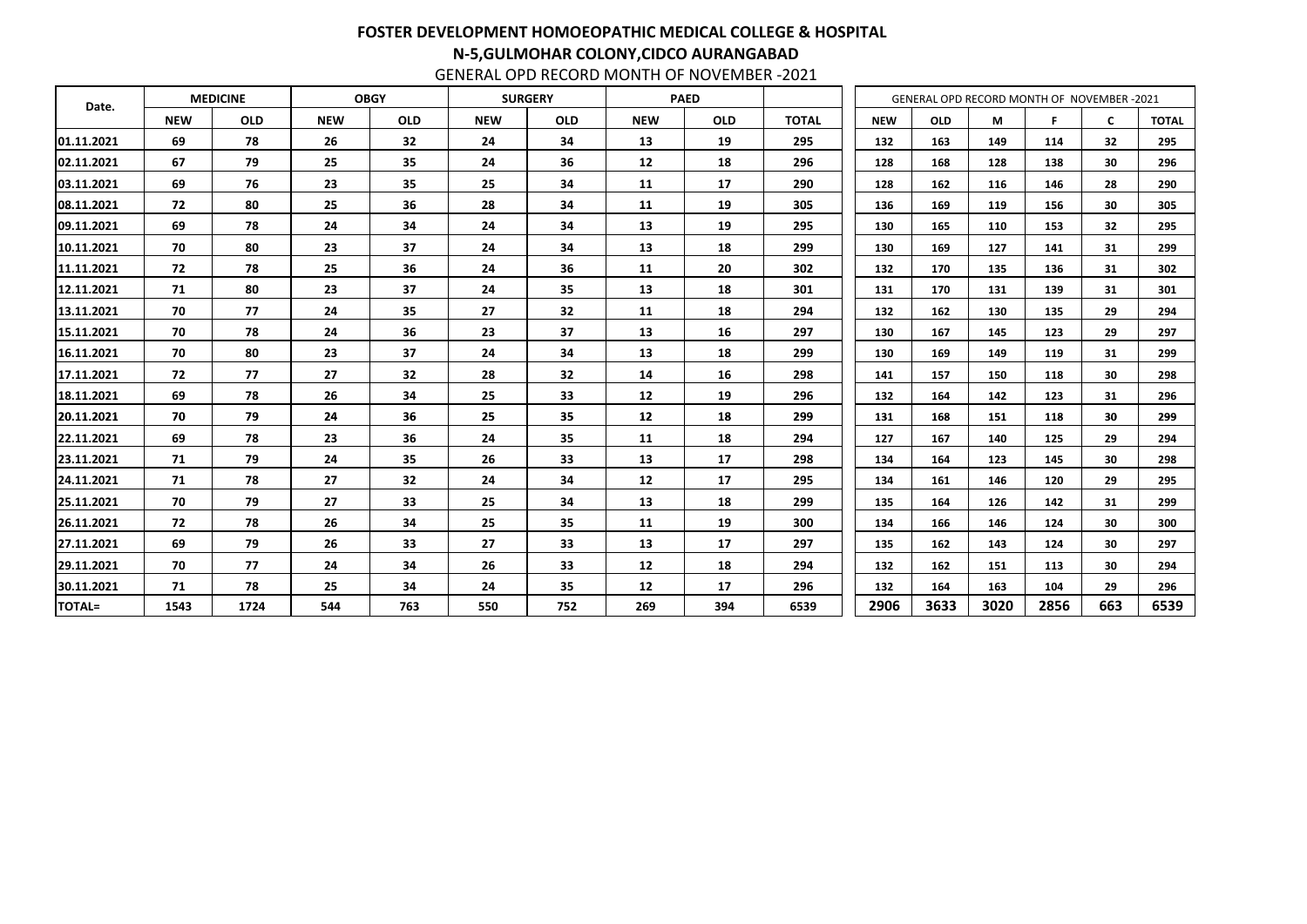# FOSTER DEVELOPMENT HOMOEOPATHIC MEDICAL COLLEGE & HOSPITAL

## N-5,GULMOHAR COLONY,CIDCO AURANGABAD

GENERAL OPD RECORD MONTH OF NOVEMBER -2021

| Date. | MEDICINE | | OBGY | | SURGERY | | PAED | | |
|---|---|---|---|---|---|---|---|---|---|
| | NEW | OLD | NEW | OLD | NEW | OLD | NEW | OLD | TOTAL |
| 01.11.2021 | 69 | 78 | 26 | 32 | 24 | 34 | 13 | 19 | 295 |
| 02.11.2021 | 67 | 79 | 25 | 35 | 24 | 36 | 12 | 18 | 296 |
| 03.11.2021 | 69 | 76 | 23 | 35 | 25 | 34 | 11 | 17 | 290 |
| 08.11.2021 | 72 | 80 | 25 | 36 | 28 | 34 | 11 | 19 | 305 |
| 09.11.2021 | 69 | 78 | 24 | 34 | 24 | 34 | 13 | 19 | 295 |
| 10.11.2021 | 70 | 80 | 23 | 37 | 24 | 34 | 13 | 18 | 299 |
| 11.11.2021 | 72 | 78 | 25 | 36 | 24 | 36 | 11 | 20 | 302 |
| 12.11.2021 | 71 | 80 | 23 | 37 | 24 | 35 | 13 | 18 | 301 |
| 13.11.2021 | 70 | 77 | 24 | 35 | 27 | 32 | 11 | 18 | 294 |
| 15.11.2021 | 70 | 78 | 24 | 36 | 23 | 37 | 13 | 16 | 297 |
| 16.11.2021 | 70 | 80 | 23 | 37 | 24 | 34 | 13 | 18 | 299 |
| 17.11.2021 | 72 | 77 | 27 | 32 | 28 | 32 | 14 | 16 | 298 |
| 18.11.2021 | 69 | 78 | 26 | 34 | 25 | 33 | 12 | 19 | 296 |
| 20.11.2021 | 70 | 79 | 24 | 36 | 25 | 35 | 12 | 18 | 299 |
| 22.11.2021 | 69 | 78 | 23 | 36 | 24 | 35 | 11 | 18 | 294 |
| 23.11.2021 | 71 | 79 | 24 | 35 | 26 | 33 | 13 | 17 | 298 |
| 24.11.2021 | 71 | 78 | 27 | 32 | 24 | 34 | 12 | 17 | 295 |
| 25.11.2021 | 70 | 79 | 27 | 33 | 25 | 34 | 13 | 18 | 299 |
| 26.11.2021 | 72 | 78 | 26 | 34 | 25 | 35 | 11 | 19 | 300 |
| 27.11.2021 | 69 | 79 | 26 | 33 | 27 | 33 | 13 | 17 | 297 |
| 29.11.2021 | 70 | 77 | 24 | 34 | 26 | 33 | 12 | 18 | 294 |
| 30.11.2021 | 71 | 78 | 25 | 34 | 24 | 35 | 12 | 17 | 296 |
| TOTAL= | 1543 | 1724 | 544 | 763 | 550 | 752 | 269 | 394 | 6539 |

| GENERAL OPD RECORD MONTH OF NOVEMBER -2021 | | | | | |
|---|---|---|---|---|---|
| NEW | OLD | M | F | C | TOTAL |
| 132 | 163 | 149 | 114 | 32 | 295 |
| 128 | 168 | 128 | 138 | 30 | 296 |
| 128 | 162 | 116 | 146 | 28 | 290 |
| 136 | 169 | 119 | 156 | 30 | 305 |
| 130 | 165 | 110 | 153 | 32 | 295 |
| 130 | 169 | 127 | 141 | 31 | 299 |
| 132 | 170 | 135 | 136 | 31 | 302 |
| 131 | 170 | 131 | 139 | 31 | 301 |
| 132 | 162 | 130 | 135 | 29 | 294 |
| 130 | 167 | 145 | 123 | 29 | 297 |
| 130 | 169 | 149 | 119 | 31 | 299 |
| 141 | 157 | 150 | 118 | 30 | 298 |
| 132 | 164 | 142 | 123 | 31 | 296 |
| 131 | 168 | 151 | 118 | 30 | 299 |
| 127 | 167 | 140 | 125 | 29 | 294 |
| 134 | 164 | 123 | 145 | 30 | 298 |
| 134 | 161 | 146 | 120 | 29 | 295 |
| 135 | 164 | 126 | 142 | 31 | 299 |
| 134 | 166 | 146 | 124 | 30 | 300 |
| 135 | 162 | 143 | 124 | 30 | 297 |
| 132 | 162 | 151 | 113 | 30 | 294 |
| 132 | 164 | 163 | 104 | 29 | 296 |
| 2906 | 3633 | 3020 | 2856 | 663 | 6539 |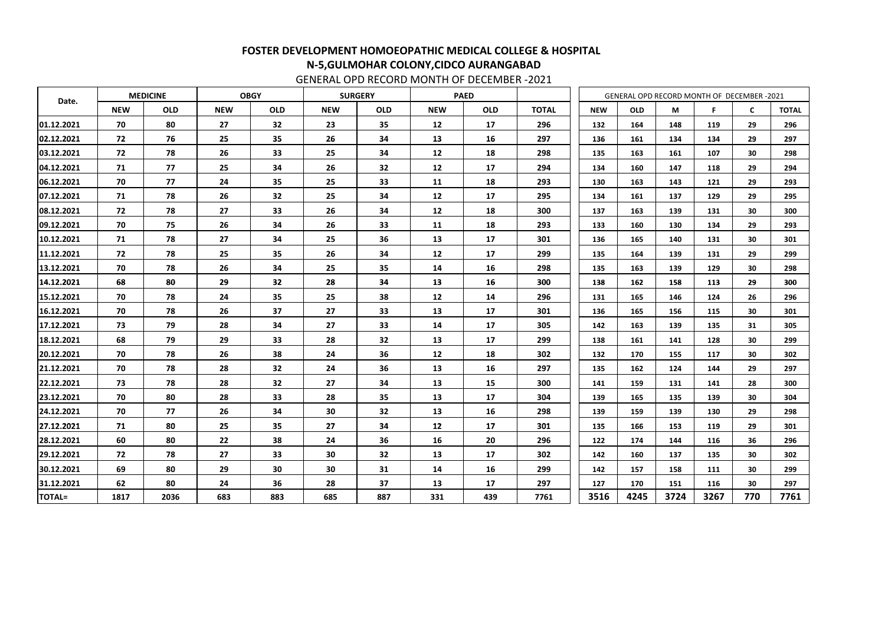# FOSTER DEVELOPMENT HOMOEOPATHIC MEDICAL COLLEGE & HOSPITAL

## N-5,GULMOHAR COLONY,CIDCO AURANGABAD

GENERAL OPD RECORD MONTH OF DECEMBER -2021

| Date. | MEDICINE | | OBGY | | SURGERY | | PAED | | | GENERAL OPD RECORD MONTH OF DECEMBER -2021 | | | | | |
|---|---|---|---|---|---|---|---|---|---|---|---|---|---|---|---|
| | NEW | OLD | NEW | OLD | NEW | OLD | NEW | OLD | TOTAL | NEW | OLD | M | F | C | TOTAL |
| 01.12.2021 | 70 | 80 | 27 | 32 | 23 | 35 | 12 | 17 | 296 | 132 | 164 | 148 | 119 | 29 | 296 |
| 02.12.2021 | 72 | 76 | 25 | 35 | 26 | 34 | 13 | 16 | 297 | 136 | 161 | 134 | 134 | 29 | 297 |
| 03.12.2021 | 72 | 78 | 26 | 33 | 25 | 34 | 12 | 18 | 298 | 135 | 163 | 161 | 107 | 30 | 298 |
| 04.12.2021 | 71 | 77 | 25 | 34 | 26 | 32 | 12 | 17 | 294 | 134 | 160 | 147 | 118 | 29 | 294 |
| 06.12.2021 | 70 | 77 | 24 | 35 | 25 | 33 | 11 | 18 | 293 | 130 | 163 | 143 | 121 | 29 | 293 |
| 07.12.2021 | 71 | 78 | 26 | 32 | 25 | 34 | 12 | 17 | 295 | 134 | 161 | 137 | 129 | 29 | 295 |
| 08.12.2021 | 72 | 78 | 27 | 33 | 26 | 34 | 12 | 18 | 300 | 137 | 163 | 139 | 131 | 30 | 300 |
| 09.12.2021 | 70 | 75 | 26 | 34 | 26 | 33 | 11 | 18 | 293 | 133 | 160 | 130 | 134 | 29 | 293 |
| 10.12.2021 | 71 | 78 | 27 | 34 | 25 | 36 | 13 | 17 | 301 | 136 | 165 | 140 | 131 | 30 | 301 |
| 11.12.2021 | 72 | 78 | 25 | 35 | 26 | 34 | 12 | 17 | 299 | 135 | 164 | 139 | 131 | 29 | 299 |
| 13.12.2021 | 70 | 78 | 26 | 34 | 25 | 35 | 14 | 16 | 298 | 135 | 163 | 139 | 129 | 30 | 298 |
| 14.12.2021 | 68 | 80 | 29 | 32 | 28 | 34 | 13 | 16 | 300 | 138 | 162 | 158 | 113 | 29 | 300 |
| 15.12.2021 | 70 | 78 | 24 | 35 | 25 | 38 | 12 | 14 | 296 | 131 | 165 | 146 | 124 | 26 | 296 |
| 16.12.2021 | 70 | 78 | 26 | 37 | 27 | 33 | 13 | 17 | 301 | 136 | 165 | 156 | 115 | 30 | 301 |
| 17.12.2021 | 73 | 79 | 28 | 34 | 27 | 33 | 14 | 17 | 305 | 142 | 163 | 139 | 135 | 31 | 305 |
| 18.12.2021 | 68 | 79 | 29 | 33 | 28 | 32 | 13 | 17 | 299 | 138 | 161 | 141 | 128 | 30 | 299 |
| 20.12.2021 | 70 | 78 | 26 | 38 | 24 | 36 | 12 | 18 | 302 | 132 | 170 | 155 | 117 | 30 | 302 |
| 21.12.2021 | 70 | 78 | 28 | 32 | 24 | 36 | 13 | 16 | 297 | 135 | 162 | 124 | 144 | 29 | 297 |
| 22.12.2021 | 73 | 78 | 28 | 32 | 27 | 34 | 13 | 15 | 300 | 141 | 159 | 131 | 141 | 28 | 300 |
| 23.12.2021 | 70 | 80 | 28 | 33 | 28 | 35 | 13 | 17 | 304 | 139 | 165 | 135 | 139 | 30 | 304 |
| 24.12.2021 | 70 | 77 | 26 | 34 | 30 | 32 | 13 | 16 | 298 | 139 | 159 | 139 | 130 | 29 | 298 |
| 27.12.2021 | 71 | 80 | 25 | 35 | 27 | 34 | 12 | 17 | 301 | 135 | 166 | 153 | 119 | 29 | 301 |
| 28.12.2021 | 60 | 80 | 22 | 38 | 24 | 36 | 16 | 20 | 296 | 122 | 174 | 144 | 116 | 36 | 296 |
| 29.12.2021 | 72 | 78 | 27 | 33 | 30 | 32 | 13 | 17 | 302 | 142 | 160 | 137 | 135 | 30 | 302 |
| 30.12.2021 | 69 | 80 | 29 | 30 | 30 | 31 | 14 | 16 | 299 | 142 | 157 | 158 | 111 | 30 | 299 |
| 31.12.2021 | 62 | 80 | 24 | 36 | 28 | 37 | 13 | 17 | 297 | 127 | 170 | 151 | 116 | 30 | 297 |
| TOTAL= | 1817 | 2036 | 683 | 883 | 685 | 887 | 331 | 439 | 7761 | 3516 | 4245 | 3724 | 3267 | 770 | 7761 |